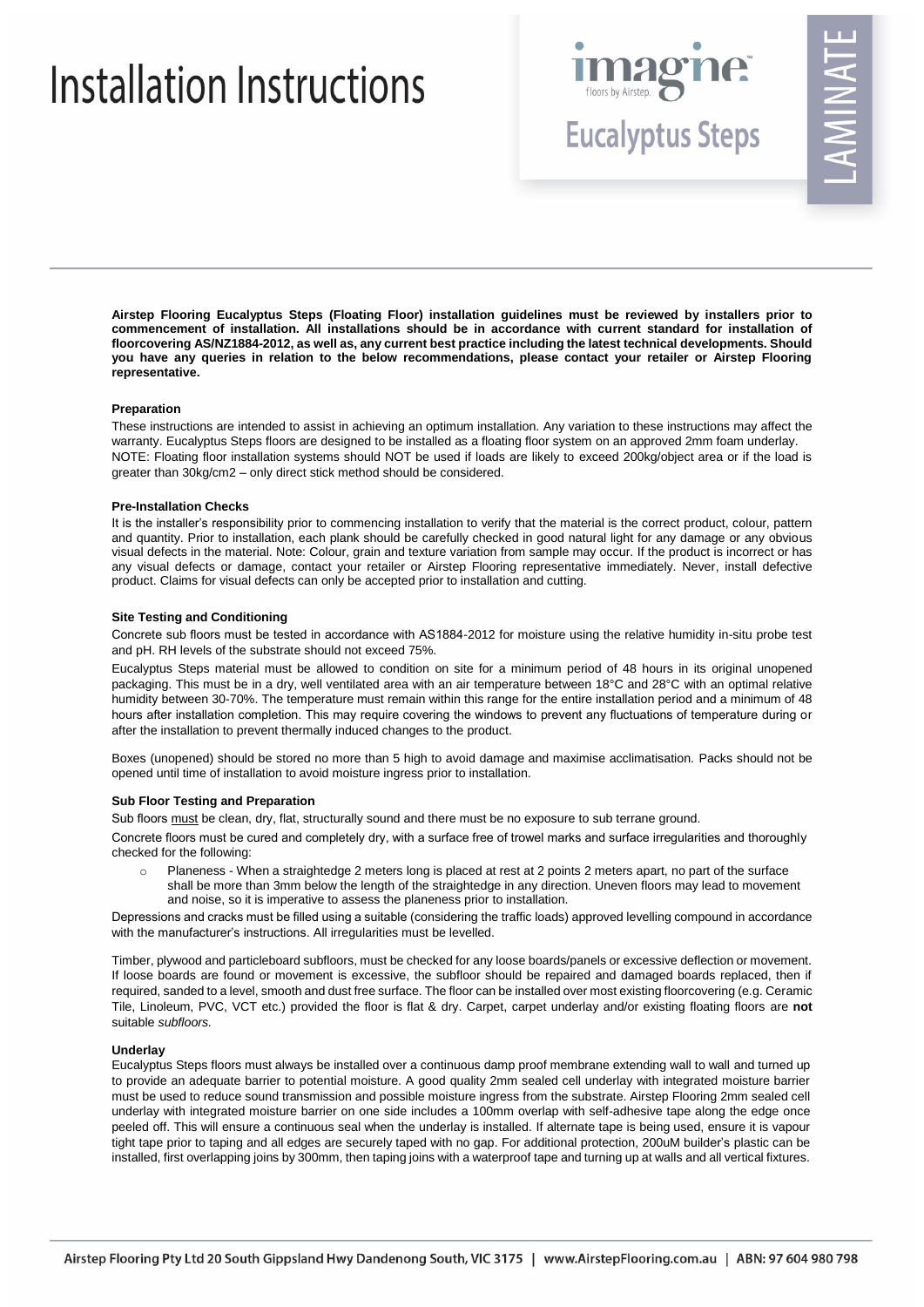# Installation Instructions

**imagine** floors by Airstep.

**Eucalyptus Steps**

LAMINATE

**Airstep Flooring Eucalyptus Steps (Floating Floor) installation guidelines must be reviewed by installers prior to commencement of installation. All installations should be in accordance with current standard for installation of floorcovering AS/NZ1884-2012, as well as, any current best practice including the latest technical developments. Should you have any queries in relation to the below recommendations, please contact your retailer or Airstep Flooring representative.**

### Preparation

These instructions are intended to assist in achieving an optimum installation. Any variation to these instructions may affect the warranty. Eucalyptus Steps floors are designed to be installed as a floating floor system on an approved 2mm foam underlay.
NOTE: Floating floor installation systems should NOT be used if loads are likely to exceed 200kg/object area or if the load is greater than 30kg/cm2 – only direct stick method should be considered.

### Pre-Installation Checks

It is the installer's responsibility prior to commencing installation to verify that the material is the correct product, colour, pattern and quantity. Prior to installation, each plank should be carefully checked in good natural light for any damage or any obvious visual defects in the material. Note: Colour, grain and texture variation from sample may occur. If the product is incorrect or has any visual defects or damage, contact your retailer or Airstep Flooring representative immediately. Never, install defective product. Claims for visual defects can only be accepted prior to installation and cutting.

### Site Testing and Conditioning

Concrete sub floors must be tested in accordance with AS1884-2012 for moisture using the relative humidity in-situ probe test and pH. RH levels of the substrate should not exceed 75%.

Eucalyptus Steps material must be allowed to condition on site for a minimum period of 48 hours in its original unopened packaging. This must be in a dry, well ventilated area with an air temperature between 18°C and 28°C with an optimal relative humidity between 30-70%. The temperature must remain within this range for the entire installation period and a minimum of 48 hours after installation completion. This may require covering the windows to prevent any fluctuations of temperature during or after the installation to prevent thermally induced changes to the product.

Boxes (unopened) should be stored no more than 5 high to avoid damage and maximise acclimatisation. Packs should not be opened until time of installation to avoid moisture ingress prior to installation.

### Sub Floor Testing and Preparation

Sub floors must be clean, dry, flat, structurally sound and there must be no exposure to sub terrane ground.

Concrete floors must be cured and completely dry, with a surface free of trowel marks and surface irregularities and thoroughly checked for the following:

- Planeness - When a straightedge 2 meters long is placed at rest at 2 points 2 meters apart, no part of the surface shall be more than 3mm below the length of the straightedge in any direction. Uneven floors may lead to movement and noise, so it is imperative to assess the planeness prior to installation.

Depressions and cracks must be filled using a suitable (considering the traffic loads) approved levelling compound in accordance with the manufacturer's instructions. All irregularities must be levelled.

Timber, plywood and particleboard subfloors, must be checked for any loose boards/panels or excessive deflection or movement. If loose boards are found or movement is excessive, the subfloor should be repaired and damaged boards replaced, then if required, sanded to a level, smooth and dust free surface. The floor can be installed over most existing floorcovering (e.g. Ceramic Tile, Linoleum, PVC, VCT etc.) provided the floor is flat & dry. Carpet, carpet underlay and/or existing floating floors are **not** suitable *subfloors.*

### Underlay

Eucalyptus Steps floors must always be installed over a continuous damp proof membrane extending wall to wall and turned up to provide an adequate barrier to potential moisture. A good quality 2mm sealed cell underlay with integrated moisture barrier must be used to reduce sound transmission and possible moisture ingress from the substrate. Airstep Flooring 2mm sealed cell underlay with integrated moisture barrier on one side includes a 100mm overlap with self-adhesive tape along the edge once peeled off. This will ensure a continuous seal when the underlay is installed. If alternate tape is being used, ensure it is vapour tight tape prior to taping and all edges are securely taped with no gap. For additional protection, 200uM builder's plastic can be installed, first overlapping joins by 300mm, then taping joins with a waterproof tape and turning up at walls and all vertical fixtures.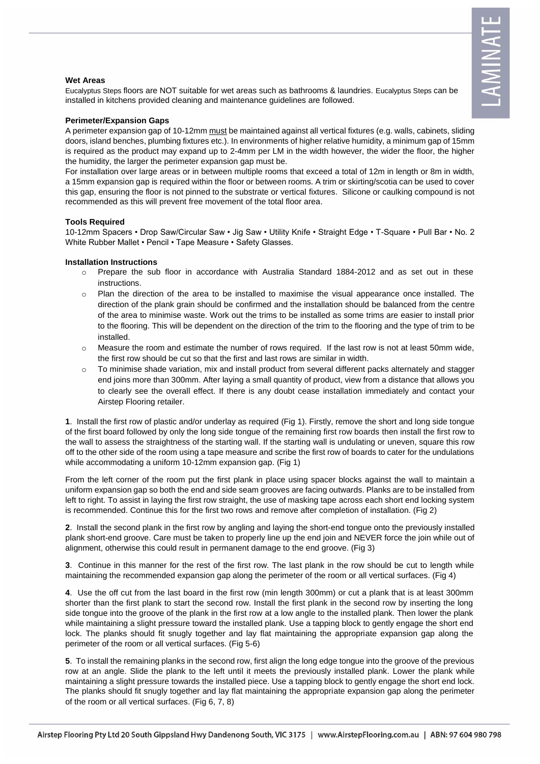### Wet Areas

Eucalyptus Steps floors are NOT suitable for wet areas such as bathrooms & laundries. Eucalyptus Steps can be installed in kitchens provided cleaning and maintenance guidelines are followed.

### Perimeter/Expansion Gaps

A perimeter expansion gap of 10-12mm must be maintained against all vertical fixtures (e.g. walls, cabinets, sliding doors, island benches, plumbing fixtures etc.). In environments of higher relative humidity, a minimum gap of 15mm is required as the product may expand up to 2-4mm per LM in the width however, the wider the floor, the higher the humidity, the larger the perimeter expansion gap must be.

For installation over large areas or in between multiple rooms that exceed a total of 12m in length or 8m in width, a 15mm expansion gap is required within the floor or between rooms. A trim or skirting/scotia can be used to cover this gap, ensuring the floor is not pinned to the substrate or vertical fixtures. Silicone or caulking compound is not recommended as this will prevent free movement of the total floor area.

### Tools Required

10-12mm Spacers • Drop Saw/Circular Saw • Jig Saw • Utility Knife • Straight Edge • T-Square • Pull Bar • No. 2 White Rubber Mallet • Pencil • Tape Measure • Safety Glasses.

### Installation Instructions

- Prepare the sub floor in accordance with Australia Standard 1884-2012 and as set out in these instructions.
- Plan the direction of the area to be installed to maximise the visual appearance once installed. The direction of the plank grain should be confirmed and the installation should be balanced from the centre of the area to minimise waste. Work out the trims to be installed as some trims are easier to install prior to the flooring. This will be dependent on the direction of the trim to the flooring and the type of trim to be installed.
- Measure the room and estimate the number of rows required. If the last row is not at least 50mm wide, the first row should be cut so that the first and last rows are similar in width.
- To minimise shade variation, mix and install product from several different packs alternately and stagger end joins more than 300mm. After laying a small quantity of product, view from a distance that allows you to clearly see the overall effect. If there is any doubt cease installation immediately and contact your Airstep Flooring retailer.

**1**. Install the first row of plastic and/or underlay as required (Fig 1). Firstly, remove the short and long side tongue of the first board followed by only the long side tongue of the remaining first row boards then install the first row to the wall to assess the straightness of the starting wall. If the starting wall is undulating or uneven, square this row off to the other side of the room using a tape measure and scribe the first row of boards to cater for the undulations while accommodating a uniform 10-12mm expansion gap. (Fig 1)

From the left corner of the room put the first plank in place using spacer blocks against the wall to maintain a uniform expansion gap so both the end and side seam grooves are facing outwards. Planks are to be installed from left to right. To assist in laying the first row straight, the use of masking tape across each short end locking system is recommended. Continue this for the first two rows and remove after completion of installation. (Fig 2)

**2**. Install the second plank in the first row by angling and laying the short-end tongue onto the previously installed plank short-end groove. Care must be taken to properly line up the end join and NEVER force the join while out of alignment, otherwise this could result in permanent damage to the end groove. (Fig 3)

**3**. Continue in this manner for the rest of the first row. The last plank in the row should be cut to length while maintaining the recommended expansion gap along the perimeter of the room or all vertical surfaces. (Fig 4)

**4**. Use the off cut from the last board in the first row (min length 300mm) or cut a plank that is at least 300mm shorter than the first plank to start the second row. Install the first plank in the second row by inserting the long side tongue into the groove of the plank in the first row at a low angle to the installed plank. Then lower the plank while maintaining a slight pressure toward the installed plank. Use a tapping block to gently engage the short end lock. The planks should fit snugly together and lay flat maintaining the appropriate expansion gap along the perimeter of the room or all vertical surfaces. (Fig 5-6)

**5**. To install the remaining planks in the second row, first align the long edge tongue into the groove of the previous row at an angle. Slide the plank to the left until it meets the previously installed plank. Lower the plank while maintaining a slight pressure towards the installed piece. Use a tapping block to gently engage the short end lock. The planks should fit snugly together and lay flat maintaining the appropriate expansion gap along the perimeter of the room or all vertical surfaces. (Fig 6, 7, 8)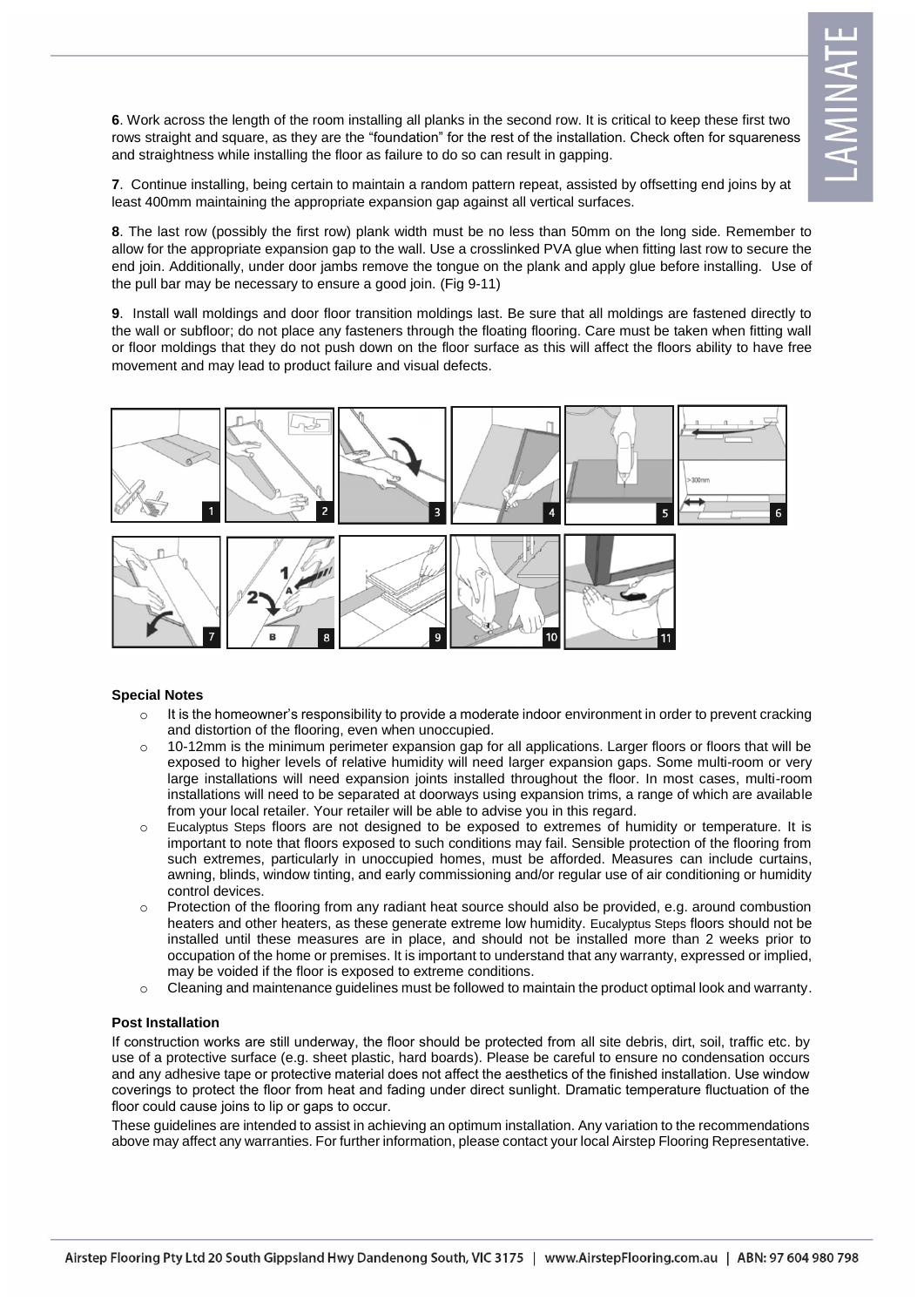**6**. Work across the length of the room installing all planks in the second row. It is critical to keep these first two rows straight and square, as they are the "foundation" for the rest of the installation. Check often for squareness and straightness while installing the floor as failure to do so can result in gapping.

**7**. Continue installing, being certain to maintain a random pattern repeat, assisted by offsetting end joins by at least 400mm maintaining the appropriate expansion gap against all vertical surfaces.

**8**. The last row (possibly the first row) plank width must be no less than 50mm on the long side. Remember to allow for the appropriate expansion gap to the wall. Use a crosslinked PVA glue when fitting last row to secure the end join. Additionally, under door jambs remove the tongue on the plank and apply glue before installing. Use of the pull bar may be necessary to ensure a good join. (Fig 9-11)

**9**. Install wall moldings and door floor transition moldings last. Be sure that all moldings are fastened directly to the wall or subfloor; do not place any fasteners through the floating flooring. Care must be taken when fitting wall or floor moldings that they do not push down on the floor surface as this will affect the floors ability to have free movement and may lead to product failure and visual defects.

1 2 3 4 5 6

>300mm

7 8 9 10 11

### Special Notes

- It is the homeowner's responsibility to provide a moderate indoor environment in order to prevent cracking and distortion of the flooring, even when unoccupied.
- 10-12mm is the minimum perimeter expansion gap for all applications. Larger floors or floors that will be exposed to higher levels of relative humidity will need larger expansion gaps. Some multi-room or very large installations will need expansion joints installed throughout the floor. In most cases, multi-room installations will need to be separated at doorways using expansion trims, a range of which are available from your local retailer. Your retailer will be able to advise you in this regard.
- Eucalyptus Steps floors are not designed to be exposed to extremes of humidity or temperature. It is important to note that floors exposed to such conditions may fail. Sensible protection of the flooring from such extremes, particularly in unoccupied homes, must be afforded. Measures can include curtains, awning, blinds, window tinting, and early commissioning and/or regular use of air conditioning or humidity control devices.
- Protection of the flooring from any radiant heat source should also be provided, e.g. around combustion heaters and other heaters, as these generate extreme low humidity. Eucalyptus Steps floors should not be installed until these measures are in place, and should not be installed more than 2 weeks prior to occupation of the home or premises. It is important to understand that any warranty, expressed or implied, may be voided if the floor is exposed to extreme conditions.
- Cleaning and maintenance guidelines must be followed to maintain the product optimal look and warranty.

### Post Installation

If construction works are still underway, the floor should be protected from all site debris, dirt, soil, traffic etc. by use of a protective surface (e.g. sheet plastic, hard boards). Please be careful to ensure no condensation occurs and any adhesive tape or protective material does not affect the aesthetics of the finished installation. Use window coverings to protect the floor from heat and fading under direct sunlight. Dramatic temperature fluctuation of the floor could cause joins to lip or gaps to occur.

These guidelines are intended to assist in achieving an optimum installation. Any variation to the recommendations above may affect any warranties. For further information, please contact your local Airstep Flooring Representative.